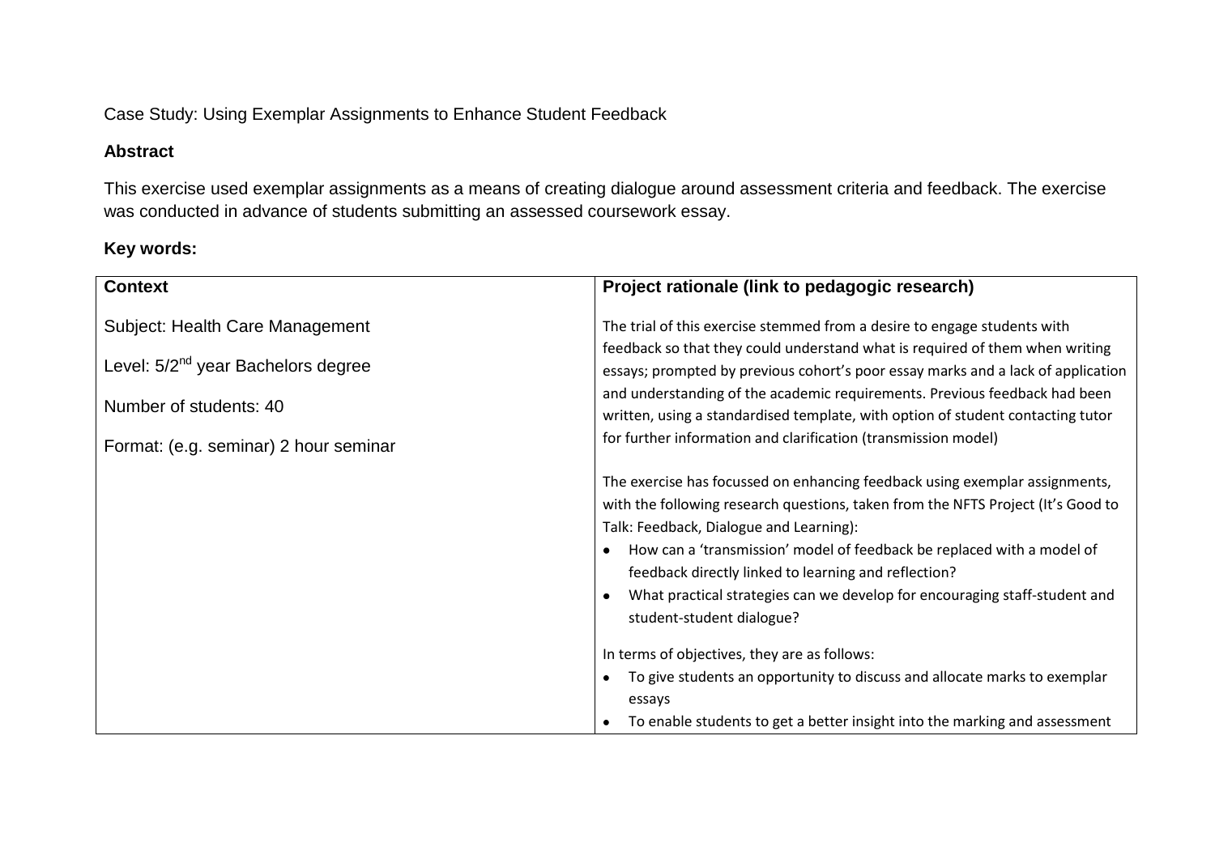Case Study: Using Exemplar Assignments to Enhance Student Feedback

**Abstract**

This exercise used exemplar assignments as a means of creating dialogue around assessment criteria and feedback. The exercise was conducted in advance of students submitting an assessed coursework essay.

**Key words:**

| Context | Project rationale (link to pedagogic research) |
|---|---|
| Subject: Health Care Management<br><br>Level: 5/2nd year Bachelors degree<br><br>Number of students: 40<br><br>Format: (e.g. seminar) 2 hour seminar | The trial of this exercise stemmed from a desire to engage students with feedback so that they could understand what is required of them when writing essays; prompted by previous cohort's poor essay marks and a lack of application and understanding of the academic requirements. Previous feedback had been written, using a standardised template, with option of student contacting tutor for further information and clarification (transmission model)<br><br>The exercise has focussed on enhancing feedback using exemplar assignments, with the following research questions, taken from the NFTS Project (It's Good to Talk: Feedback, Dialogue and Learning):<br>• How can a 'transmission' model of feedback be replaced with a model of feedback directly linked to learning and reflection?<br>• What practical strategies can we develop for encouraging staff-student and student-student dialogue?<br><br>In terms of objectives, they are as follows:<br>• To give students an opportunity to discuss and allocate marks to exemplar essays<br>• To enable students to get a better insight into the marking and assessment |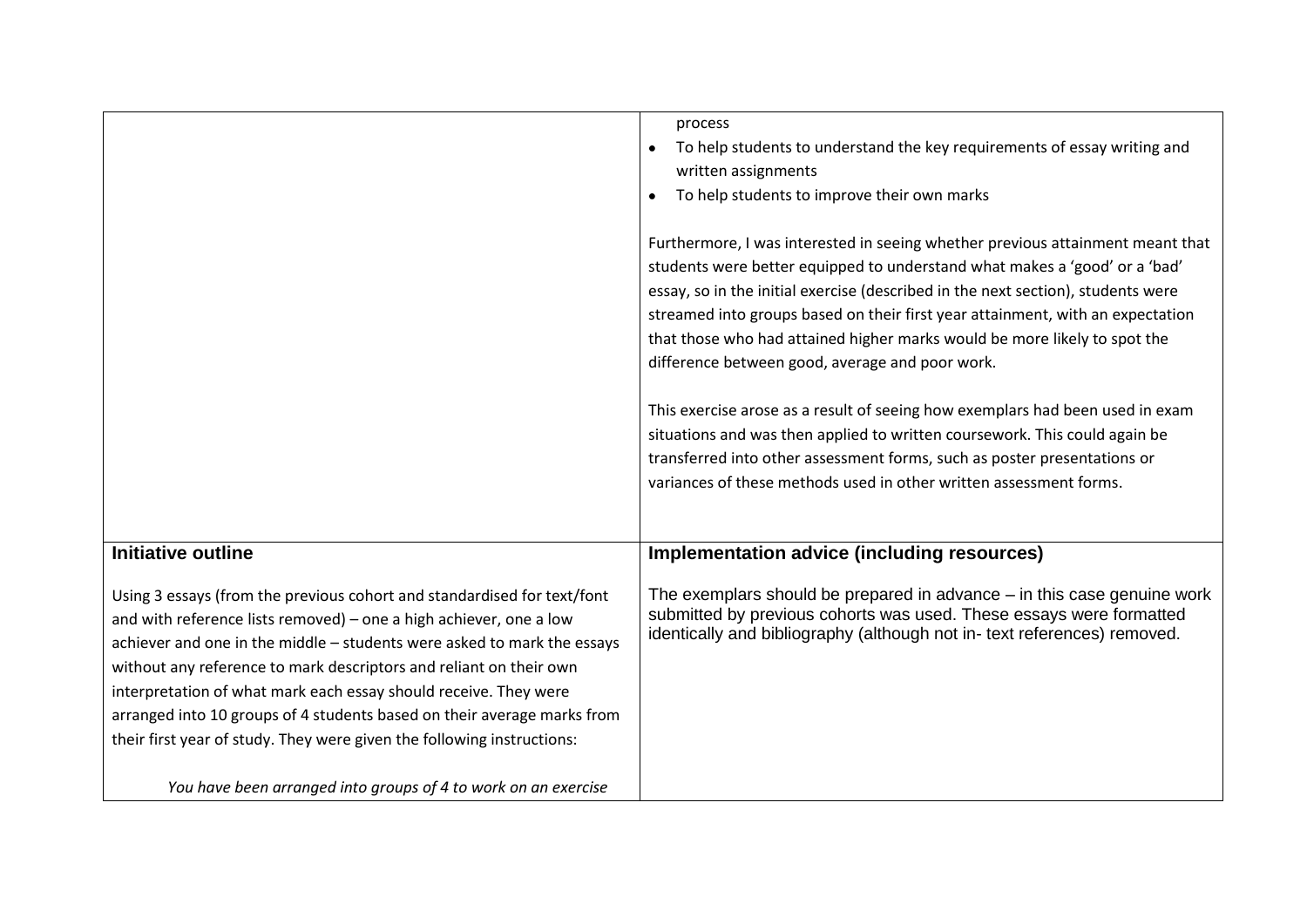| | |
|---|---|
| | process<br>• To help students to understand the key requirements of essay writing and written assignments<br>• To help students to improve their own marks<br><br>Furthermore, I was interested in seeing whether previous attainment meant that students were better equipped to understand what makes a 'good' or a 'bad' essay, so in the initial exercise (described in the next section), students were streamed into groups based on their first year attainment, with an expectation that those who had attained higher marks would be more likely to spot the difference between good, average and poor work.<br><br>This exercise arose as a result of seeing how exemplars had been used in exam situations and was then applied to written coursework. This could again be transferred into other assessment forms, such as poster presentations or variances of these methods used in other written assessment forms. |
| **Initiative outline**<br><br>Using 3 essays (from the previous cohort and standardised for text/font and with reference lists removed) – one a high achiever, one a low achiever and one in the middle – students were asked to mark the essays without any reference to mark descriptors and reliant on their own interpretation of what mark each essay should receive. They were arranged into 10 groups of 4 students based on their average marks from their first year of study. They were given the following instructions:<br><br>*You have been arranged into groups of 4 to work on an exercise* | **Implementation advice (including resources)**<br><br>The exemplars should be prepared in advance – in this case genuine work submitted by previous cohorts was used. These essays were formatted identically and bibliography (although not in- text references) removed. |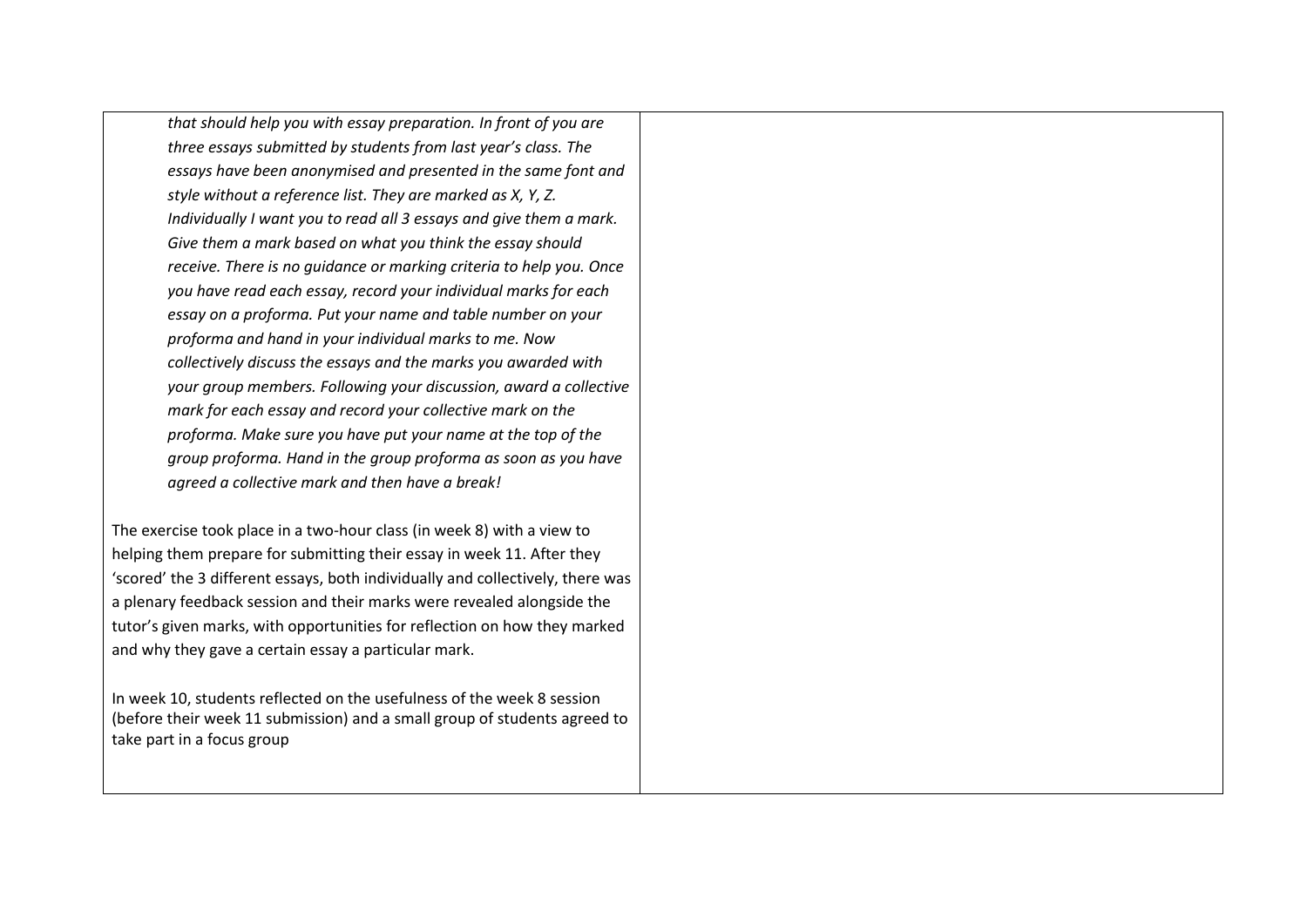| | |
|---|---|
| *that should help you with essay preparation. In front of you are three essays submitted by students from last year's class. The essays have been anonymised and presented in the same font and style without a reference list. They are marked as X, Y, Z. Individually I want you to read all 3 essays and give them a mark. Give them a mark based on what you think the essay should receive. There is no guidance or marking criteria to help you. Once you have read each essay, record your individual marks for each essay on a proforma. Put your name and table number on your proforma and hand in your individual marks to me. Now collectively discuss the essays and the marks you awarded with your group members. Following your discussion, award a collective mark for each essay and record your collective mark on the proforma. Make sure you have put your name at the top of the group proforma. Hand in the group proforma as soon as you have agreed a collective mark and then have a break!*<br><br>The exercise took place in a two-hour class (in week 8) with a view to helping them prepare for submitting their essay in week 11. After they 'scored' the 3 different essays, both individually and collectively, there was a plenary feedback session and their marks were revealed alongside the tutor's given marks, with opportunities for reflection on how they marked and why they gave a certain essay a particular mark.<br><br>In week 10, students reflected on the usefulness of the week 8 session (before their week 11 submission) and a small group of students agreed to take part in a focus group | |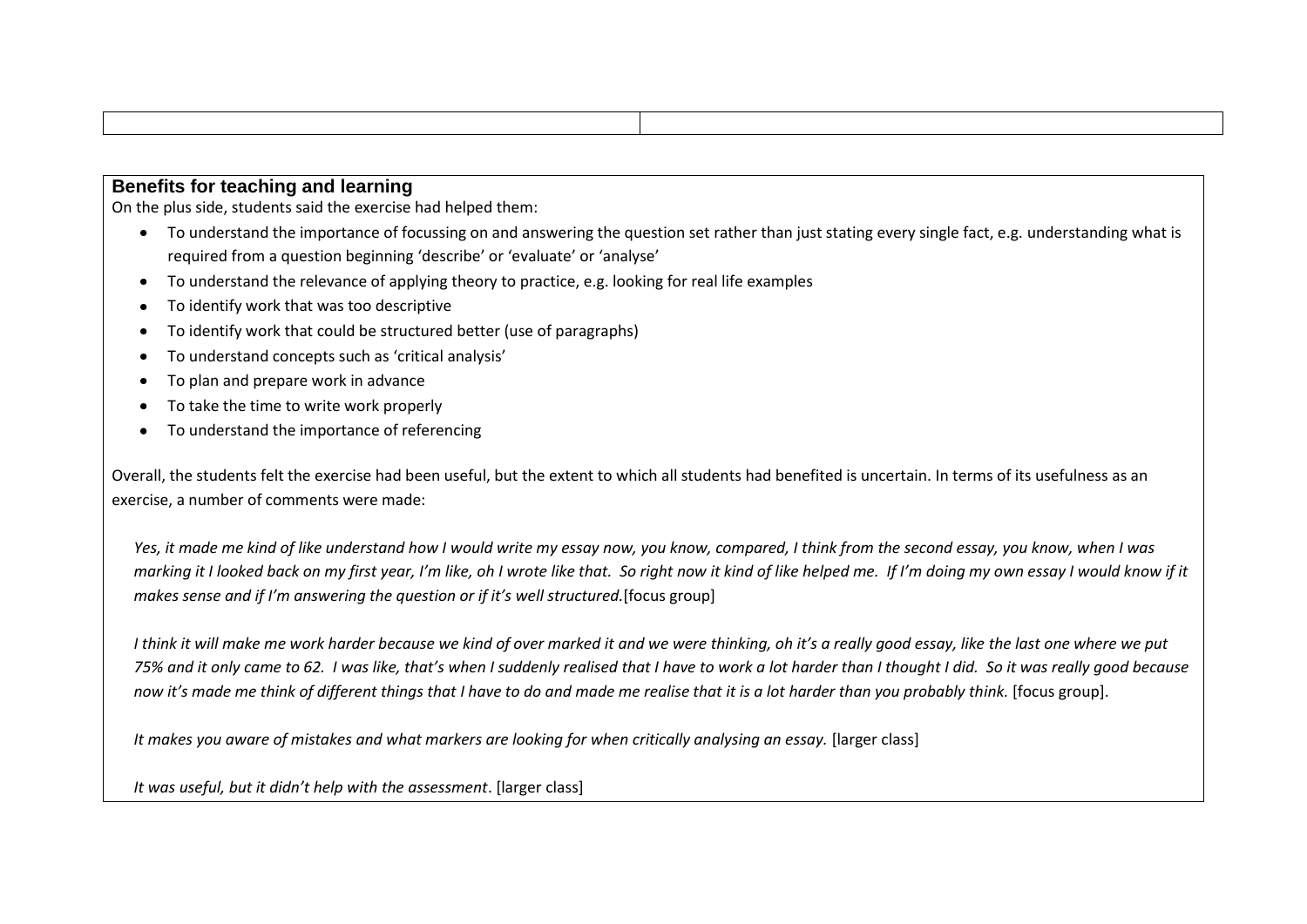## Benefits for teaching and learning

On the plus side, students said the exercise had helped them:

- To understand the importance of focussing on and answering the question set rather than just stating every single fact, e.g. understanding what is required from a question beginning 'describe' or 'evaluate' or 'analyse'
- To understand the relevance of applying theory to practice, e.g. looking for real life examples
- To identify work that was too descriptive
- To identify work that could be structured better (use of paragraphs)
- To understand concepts such as 'critical analysis'
- To plan and prepare work in advance
- To take the time to write work properly
- To understand the importance of referencing

Overall, the students felt the exercise had been useful, but the extent to which all students had benefited is uncertain. In terms of its usefulness as an exercise, a number of comments were made:

*Yes, it made me kind of like understand how I would write my essay now, you know, compared, I think from the second essay, you know, when I was marking it I looked back on my first year, I'm like, oh I wrote like that. So right now it kind of like helped me. If I'm doing my own essay I would know if it makes sense and if I'm answering the question or if it's well structured.*[focus group]

*I think it will make me work harder because we kind of over marked it and we were thinking, oh it's a really good essay, like the last one where we put 75% and it only came to 62. I was like, that's when I suddenly realised that I have to work a lot harder than I thought I did. So it was really good because now it's made me think of different things that I have to do and made me realise that it is a lot harder than you probably think.* [focus group].

*It makes you aware of mistakes and what markers are looking for when critically analysing an essay.* [larger class]

*It was useful, but it didn't help with the assessment*. [larger class]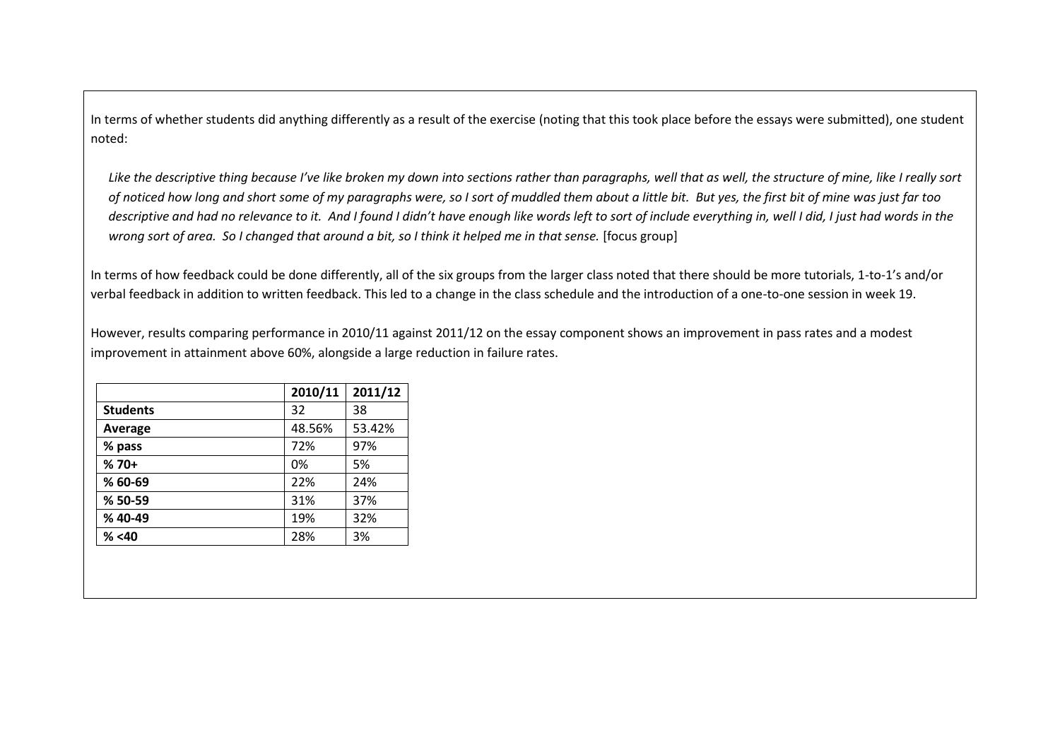In terms of whether students did anything differently as a result of the exercise (noting that this took place before the essays were submitted), one student noted:

> *Like the descriptive thing because I've like broken my down into sections rather than paragraphs, well that as well, the structure of mine, like I really sort of noticed how long and short some of my paragraphs were, so I sort of muddled them about a little bit. But yes, the first bit of mine was just far too descriptive and had no relevance to it. And I found I didn't have enough like words left to sort of include everything in, well I did, I just had words in the wrong sort of area. So I changed that around a bit, so I think it helped me in that sense.* [focus group]

In terms of how feedback could be done differently, all of the six groups from the larger class noted that there should be more tutorials, 1-to-1's and/or verbal feedback in addition to written feedback. This led to a change in the class schedule and the introduction of a one-to-one session in week 19.

However, results comparing performance in 2010/11 against 2011/12 on the essay component shows an improvement in pass rates and a modest improvement in attainment above 60%, alongside a large reduction in failure rates.

| | **2010/11** | **2011/12** |
|---|---|---|
| **Students** | 32 | 38 |
| **Average** | 48.56% | 53.42% |
| **% pass** | 72% | 97% |
| **% 70+** | 0% | 5% |
| **% 60-69** | 22% | 24% |
| **% 50-59** | 31% | 37% |
| **% 40-49** | 19% | 32% |
| **% <40** | 28% | 3% |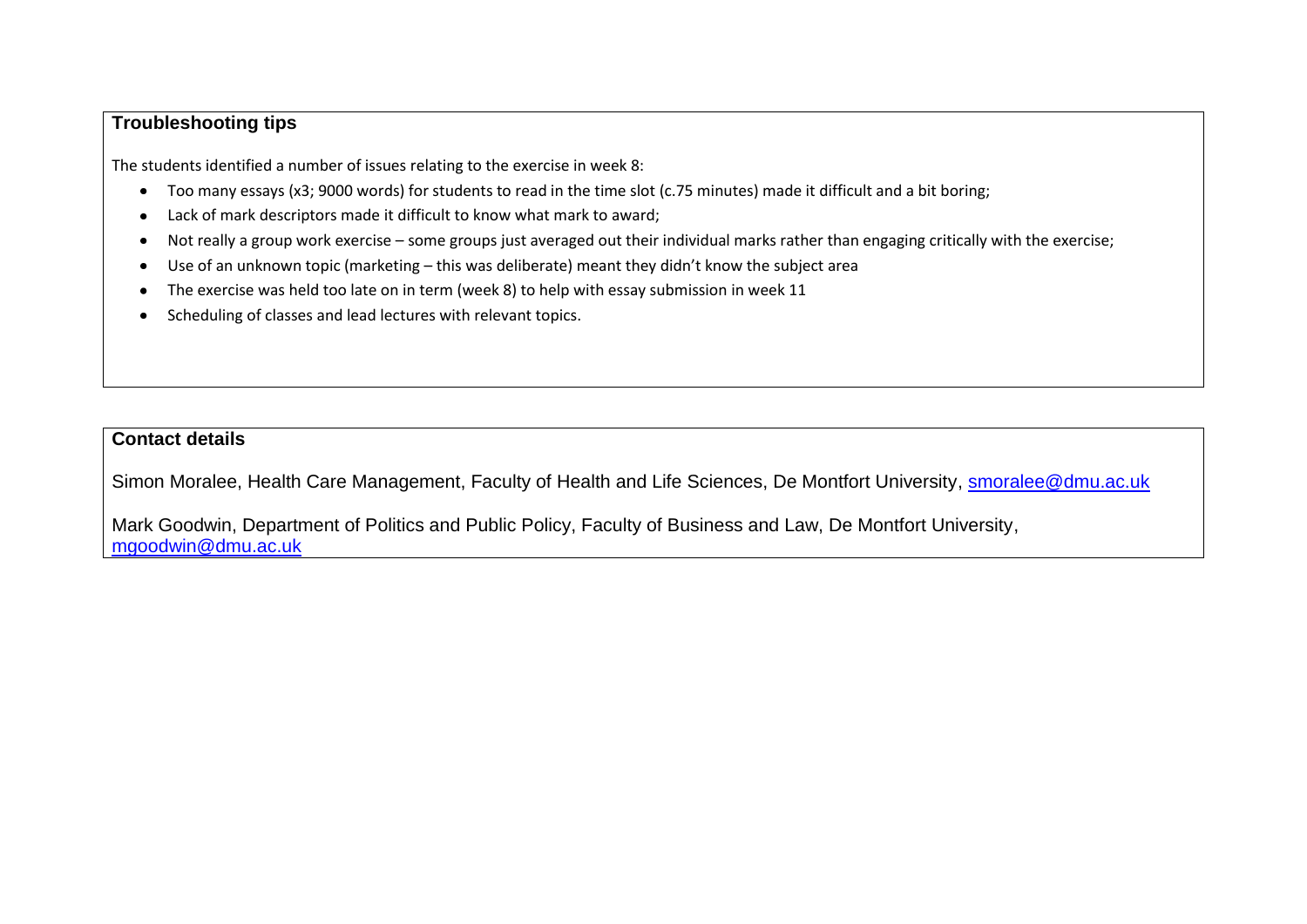## Troubleshooting tips

The students identified a number of issues relating to the exercise in week 8:

- Too many essays (x3; 9000 words) for students to read in the time slot (c.75 minutes) made it difficult and a bit boring;
- Lack of mark descriptors made it difficult to know what mark to award;
- Not really a group work exercise – some groups just averaged out their individual marks rather than engaging critically with the exercise;
- Use of an unknown topic (marketing – this was deliberate) meant they didn't know the subject area
- The exercise was held too late on in term (week 8) to help with essay submission in week 11
- Scheduling of classes and lead lectures with relevant topics.

## Contact details

Simon Moralee, Health Care Management, Faculty of Health and Life Sciences, De Montfort University, smoralee@dmu.ac.uk

Mark Goodwin, Department of Politics and Public Policy, Faculty of Business and Law, De Montfort University, mgoodwin@dmu.ac.uk